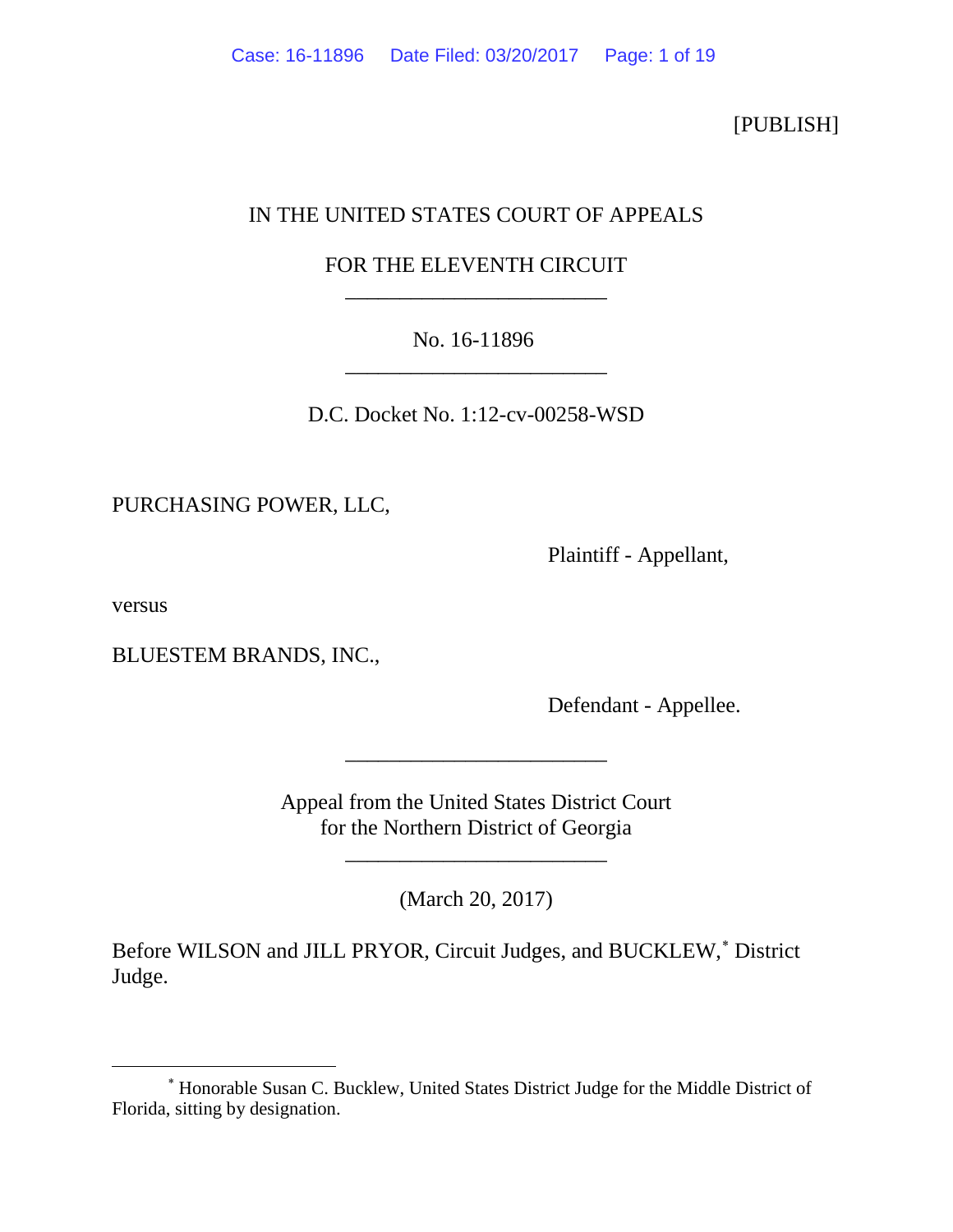[PUBLISH]

IN THE UNITED STATES COURT OF APPEALS

FOR THE ELEVENTH CIRCUIT

________________________

No. 16-11896

________________________

D.C. Docket No. 1:12-cv-00258-WSD

PURCHASING POWER, LLC,

Plaintiff - Appellant,

versus

BLUESTEM BRANDS, INC.,

Defendant - Appellee.

________________________

Appeal from the United States District Court
for the Northern District of Georgia

________________________

(March 20, 2017)

Before WILSON and JILL PRYOR, Circuit Judges, and BUCKLEW,[*] District Judge.

---

[*] Honorable Susan C. Bucklew, United States District Judge for the Middle District of Florida, sitting by designation.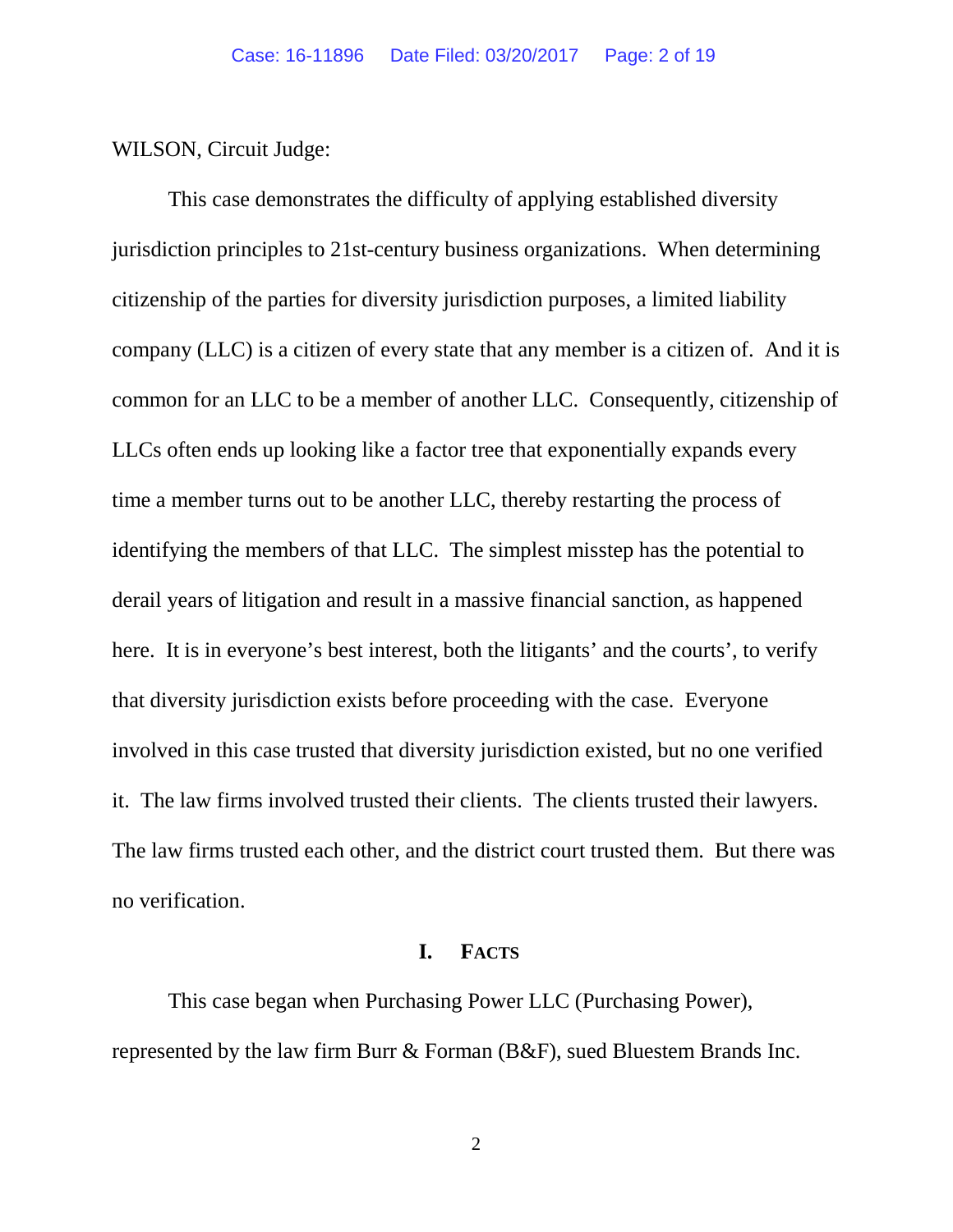WILSON, Circuit Judge:

This case demonstrates the difficulty of applying established diversity jurisdiction principles to 21st-century business organizations. When determining citizenship of the parties for diversity jurisdiction purposes, a limited liability company (LLC) is a citizen of every state that any member is a citizen of. And it is common for an LLC to be a member of another LLC. Consequently, citizenship of LLCs often ends up looking like a factor tree that exponentially expands every time a member turns out to be another LLC, thereby restarting the process of identifying the members of that LLC. The simplest misstep has the potential to derail years of litigation and result in a massive financial sanction, as happened here. It is in everyone's best interest, both the litigants' and the courts', to verify that diversity jurisdiction exists before proceeding with the case. Everyone involved in this case trusted that diversity jurisdiction existed, but no one verified it. The law firms involved trusted their clients. The clients trusted their lawyers. The law firms trusted each other, and the district court trusted them. But there was no verification.

## I. FACTS

This case began when Purchasing Power LLC (Purchasing Power), represented by the law firm Burr & Forman (B&F), sued Bluestem Brands Inc.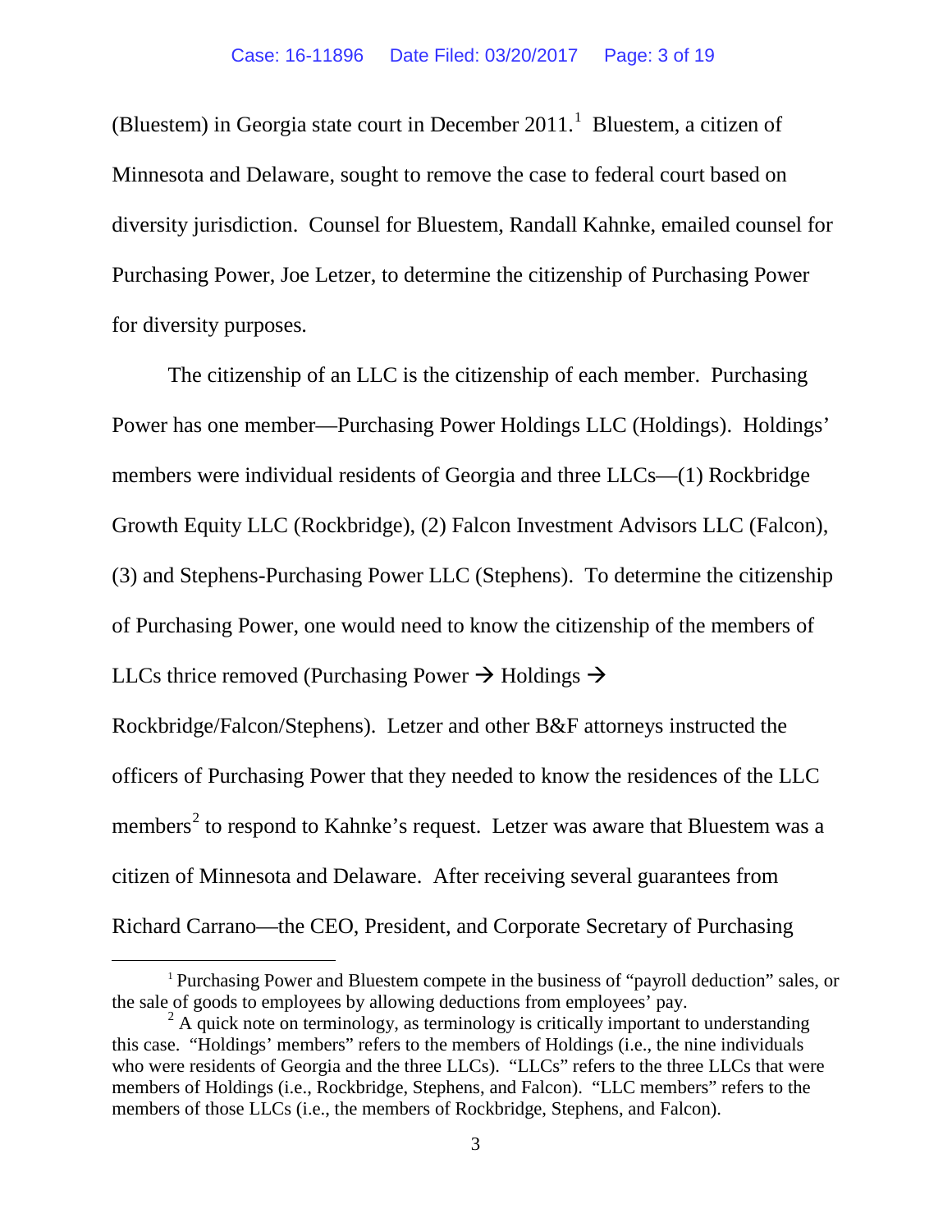(Bluestem) in Georgia state court in December 2011.[1] Bluestem, a citizen of Minnesota and Delaware, sought to remove the case to federal court based on diversity jurisdiction. Counsel for Bluestem, Randall Kahnke, emailed counsel for Purchasing Power, Joe Letzer, to determine the citizenship of Purchasing Power for diversity purposes.

The citizenship of an LLC is the citizenship of each member. Purchasing Power has one member—Purchasing Power Holdings LLC (Holdings). Holdings' members were individual residents of Georgia and three LLCs—(1) Rockbridge Growth Equity LLC (Rockbridge), (2) Falcon Investment Advisors LLC (Falcon), (3) and Stephens-Purchasing Power LLC (Stephens). To determine the citizenship of Purchasing Power, one would need to know the citizenship of the members of LLCs thrice removed (Purchasing Power → Holdings → Rockbridge/Falcon/Stephens). Letzer and other B&F attorneys instructed the officers of Purchasing Power that they needed to know the residences of the LLC members[2] to respond to Kahnke's request. Letzer was aware that Bluestem was a citizen of Minnesota and Delaware. After receiving several guarantees from Richard Carrano—the CEO, President, and Corporate Secretary of Purchasing

---

[1] Purchasing Power and Bluestem compete in the business of "payroll deduction" sales, or the sale of goods to employees by allowing deductions from employees' pay.

[2] A quick note on terminology, as terminology is critically important to understanding this case. "Holdings' members" refers to the members of Holdings (i.e., the nine individuals who were residents of Georgia and the three LLCs). "LLCs" refers to the three LLCs that were members of Holdings (i.e., Rockbridge, Stephens, and Falcon). "LLC members" refers to the members of those LLCs (i.e., the members of Rockbridge, Stephens, and Falcon).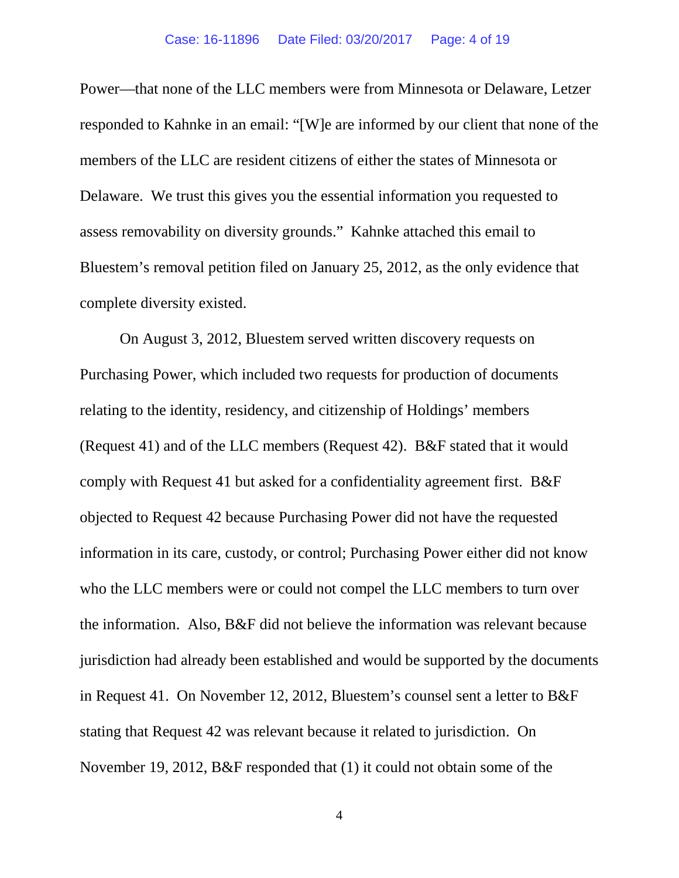Power—that none of the LLC members were from Minnesota or Delaware, Letzer responded to Kahnke in an email: "[W]e are informed by our client that none of the members of the LLC are resident citizens of either the states of Minnesota or Delaware. We trust this gives you the essential information you requested to assess removability on diversity grounds." Kahnke attached this email to Bluestem's removal petition filed on January 25, 2012, as the only evidence that complete diversity existed.

On August 3, 2012, Bluestem served written discovery requests on Purchasing Power, which included two requests for production of documents relating to the identity, residency, and citizenship of Holdings' members (Request 41) and of the LLC members (Request 42). B&F stated that it would comply with Request 41 but asked for a confidentiality agreement first. B&F objected to Request 42 because Purchasing Power did not have the requested information in its care, custody, or control; Purchasing Power either did not know who the LLC members were or could not compel the LLC members to turn over the information. Also, B&F did not believe the information was relevant because jurisdiction had already been established and would be supported by the documents in Request 41. On November 12, 2012, Bluestem's counsel sent a letter to B&F stating that Request 42 was relevant because it related to jurisdiction. On November 19, 2012, B&F responded that (1) it could not obtain some of the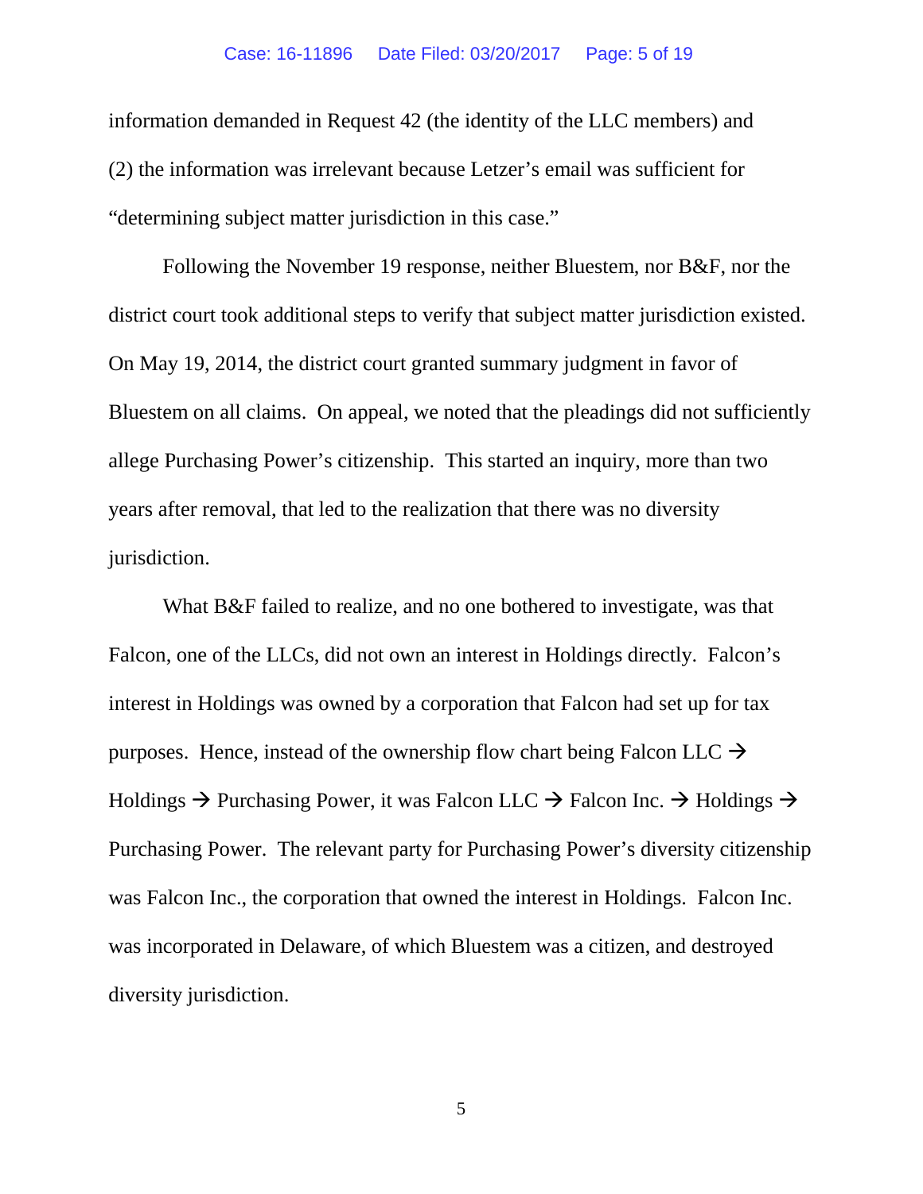information demanded in Request 42 (the identity of the LLC members) and (2) the information was irrelevant because Letzer's email was sufficient for "determining subject matter jurisdiction in this case."

Following the November 19 response, neither Bluestem, nor B&F, nor the district court took additional steps to verify that subject matter jurisdiction existed. On May 19, 2014, the district court granted summary judgment in favor of Bluestem on all claims. On appeal, we noted that the pleadings did not sufficiently allege Purchasing Power's citizenship. This started an inquiry, more than two years after removal, that led to the realization that there was no diversity jurisdiction.

What B&F failed to realize, and no one bothered to investigate, was that Falcon, one of the LLCs, did not own an interest in Holdings directly. Falcon's interest in Holdings was owned by a corporation that Falcon had set up for tax purposes. Hence, instead of the ownership flow chart being Falcon LLC → Holdings → Purchasing Power, it was Falcon LLC → Falcon Inc. → Holdings → Purchasing Power. The relevant party for Purchasing Power's diversity citizenship was Falcon Inc., the corporation that owned the interest in Holdings. Falcon Inc. was incorporated in Delaware, of which Bluestem was a citizen, and destroyed diversity jurisdiction.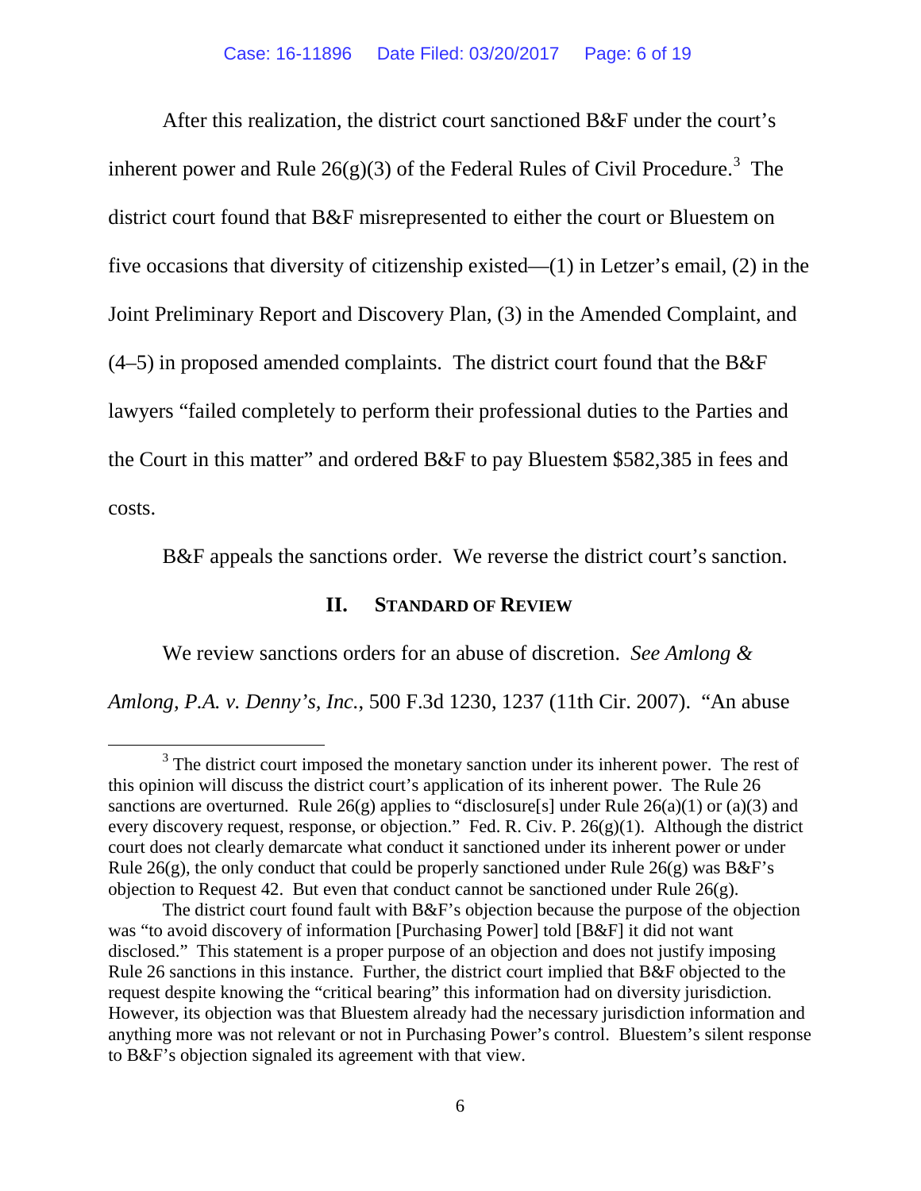After this realization, the district court sanctioned B&F under the court's inherent power and Rule 26(g)(3) of the Federal Rules of Civil Procedure.[3] The district court found that B&F misrepresented to either the court or Bluestem on five occasions that diversity of citizenship existed—(1) in Letzer's email, (2) in the Joint Preliminary Report and Discovery Plan, (3) in the Amended Complaint, and (4–5) in proposed amended complaints. The district court found that the B&F lawyers "failed completely to perform their professional duties to the Parties and the Court in this matter" and ordered B&F to pay Bluestem $582,385 in fees and costs.

B&F appeals the sanctions order. We reverse the district court's sanction.

## II. Standard of Review

We review sanctions orders for an abuse of discretion. *See Amlong & Amlong, P.A. v. Denny's, Inc.*, 500 F.3d 1230, 1237 (11th Cir. 2007). "An abuse

---

[3] The district court imposed the monetary sanction under its inherent power. The rest of this opinion will discuss the district court's application of its inherent power. The Rule 26 sanctions are overturned. Rule 26(g) applies to "disclosure[s] under Rule 26(a)(1) or (a)(3) and every discovery request, response, or objection." Fed. R. Civ. P. 26(g)(1). Although the district court does not clearly demarcate what conduct it sanctioned under its inherent power or under Rule 26(g), the only conduct that could be properly sanctioned under Rule 26(g) was B&F's objection to Request 42. But even that conduct cannot be sanctioned under Rule 26(g).

The district court found fault with B&F's objection because the purpose of the objection was "to avoid discovery of information [Purchasing Power] told [B&F] it did not want disclosed." This statement is a proper purpose of an objection and does not justify imposing Rule 26 sanctions in this instance. Further, the district court implied that B&F objected to the request despite knowing the "critical bearing" this information had on diversity jurisdiction. However, its objection was that Bluestem already had the necessary jurisdiction information and anything more was not relevant or not in Purchasing Power's control. Bluestem's silent response to B&F's objection signaled its agreement with that view.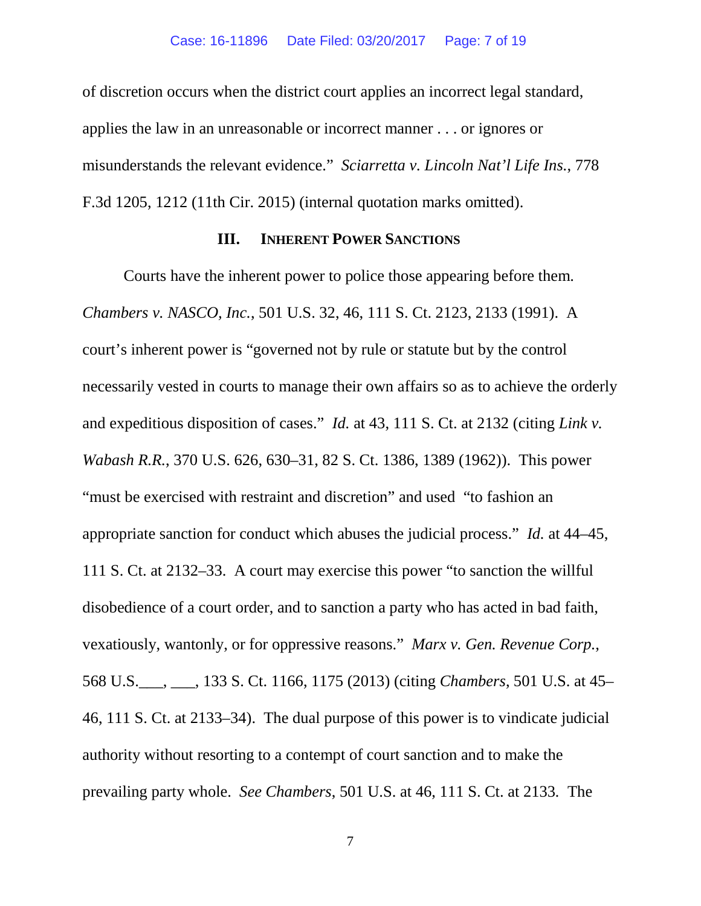of discretion occurs when the district court applies an incorrect legal standard, applies the law in an unreasonable or incorrect manner . . . or ignores or misunderstands the relevant evidence." *Sciarretta v. Lincoln Nat'l Life Ins.*, 778 F.3d 1205, 1212 (11th Cir. 2015) (internal quotation marks omitted).

### III. INHERENT POWER SANCTIONS

Courts have the inherent power to police those appearing before them. *Chambers v. NASCO, Inc.*, 501 U.S. 32, 46, 111 S. Ct. 2123, 2133 (1991). A court's inherent power is "governed not by rule or statute but by the control necessarily vested in courts to manage their own affairs so as to achieve the orderly and expeditious disposition of cases." *Id.* at 43, 111 S. Ct. at 2132 (citing *Link v. Wabash R.R.*, 370 U.S. 626, 630–31, 82 S. Ct. 1386, 1389 (1962)). This power "must be exercised with restraint and discretion" and used "to fashion an appropriate sanction for conduct which abuses the judicial process." *Id.* at 44–45, 111 S. Ct. at 2132–33. A court may exercise this power "to sanction the willful disobedience of a court order, and to sanction a party who has acted in bad faith, vexatiously, wantonly, or for oppressive reasons." *Marx v. Gen. Revenue Corp.*, 568 U.S.___, ___, 133 S. Ct. 1166, 1175 (2013) (citing *Chambers*, 501 U.S. at 45–46, 111 S. Ct. at 2133–34). The dual purpose of this power is to vindicate judicial authority without resorting to a contempt of court sanction and to make the prevailing party whole. *See Chambers*, 501 U.S. at 46, 111 S. Ct. at 2133. The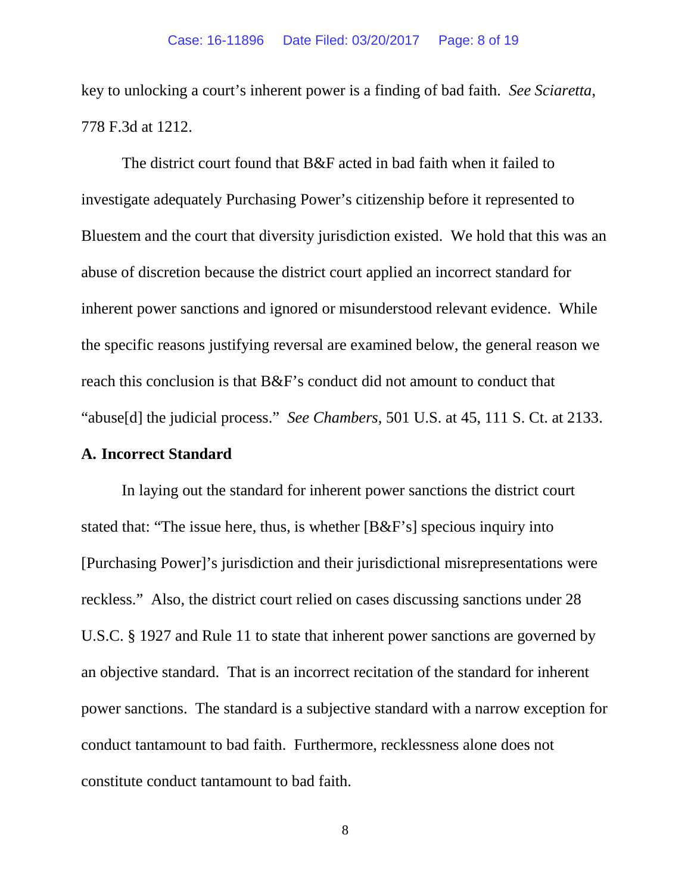key to unlocking a court's inherent power is a finding of bad faith. *See Sciaretta*, 778 F.3d at 1212.

The district court found that B&F acted in bad faith when it failed to investigate adequately Purchasing Power's citizenship before it represented to Bluestem and the court that diversity jurisdiction existed. We hold that this was an abuse of discretion because the district court applied an incorrect standard for inherent power sanctions and ignored or misunderstood relevant evidence. While the specific reasons justifying reversal are examined below, the general reason we reach this conclusion is that B&F's conduct did not amount to conduct that "abuse[d] the judicial process." *See Chambers*, 501 U.S. at 45, 111 S. Ct. at 2133.

**A. Incorrect Standard**

In laying out the standard for inherent power sanctions the district court stated that: "The issue here, thus, is whether [B&F's] specious inquiry into [Purchasing Power]'s jurisdiction and their jurisdictional misrepresentations were reckless." Also, the district court relied on cases discussing sanctions under 28 U.S.C. § 1927 and Rule 11 to state that inherent power sanctions are governed by an objective standard. That is an incorrect recitation of the standard for inherent power sanctions. The standard is a subjective standard with a narrow exception for conduct tantamount to bad faith. Furthermore, recklessness alone does not constitute conduct tantamount to bad faith.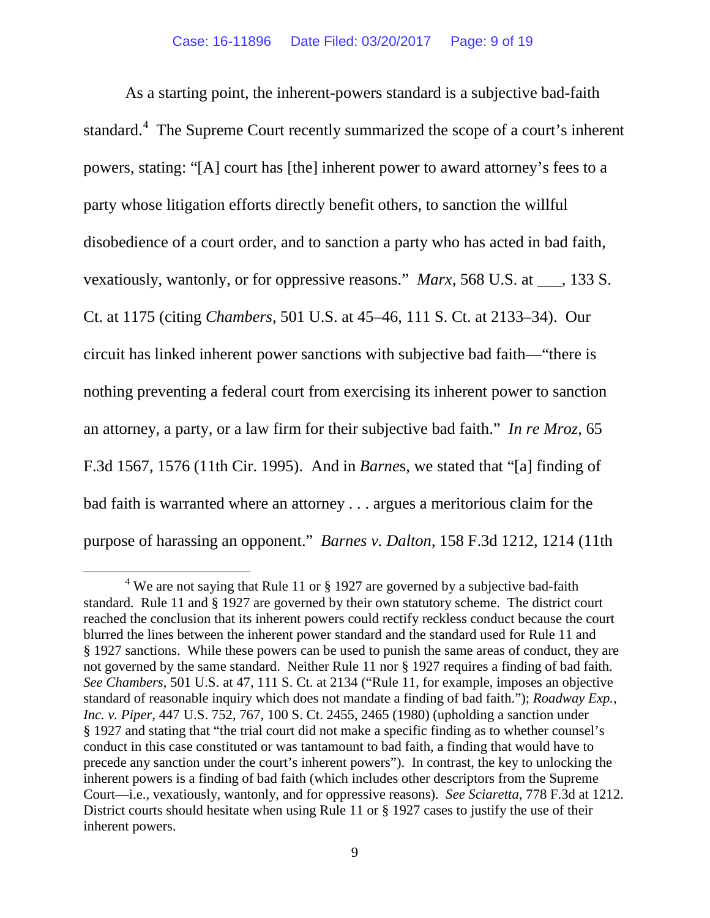As a starting point, the inherent-powers standard is a subjective bad-faith standard.[4] The Supreme Court recently summarized the scope of a court's inherent powers, stating: "[A] court has [the] inherent power to award attorney's fees to a party whose litigation efforts directly benefit others, to sanction the willful disobedience of a court order, and to sanction a party who has acted in bad faith, vexatiously, wantonly, or for oppressive reasons." *Marx*, 568 U.S. at ___, 133 S. Ct. at 1175 (citing *Chambers*, 501 U.S. at 45–46, 111 S. Ct. at 2133–34). Our circuit has linked inherent power sanctions with subjective bad faith—"there is nothing preventing a federal court from exercising its inherent power to sanction an attorney, a party, or a law firm for their subjective bad faith." *In re Mroz*, 65 F.3d 1567, 1576 (11th Cir. 1995). And in *Barnes*, we stated that "[a] finding of bad faith is warranted where an attorney . . . argues a meritorious claim for the purpose of harassing an opponent." *Barnes v. Dalton*, 158 F.3d 1212, 1214 (11th

[4] We are not saying that Rule 11 or § 1927 are governed by a subjective bad-faith standard. Rule 11 and § 1927 are governed by their own statutory scheme. The district court reached the conclusion that its inherent powers could rectify reckless conduct because the court blurred the lines between the inherent power standard and the standard used for Rule 11 and § 1927 sanctions. While these powers can be used to punish the same areas of conduct, they are not governed by the same standard. Neither Rule 11 nor § 1927 requires a finding of bad faith. *See Chambers*, 501 U.S. at 47, 111 S. Ct. at 2134 ("Rule 11, for example, imposes an objective standard of reasonable inquiry which does not mandate a finding of bad faith."); *Roadway Exp., Inc. v. Piper*, 447 U.S. 752, 767, 100 S. Ct. 2455, 2465 (1980) (upholding a sanction under § 1927 and stating that "the trial court did not make a specific finding as to whether counsel's conduct in this case constituted or was tantamount to bad faith, a finding that would have to precede any sanction under the court's inherent powers"). In contrast, the key to unlocking the inherent powers is a finding of bad faith (which includes other descriptors from the Supreme Court—i.e., vexatiously, wantonly, and for oppressive reasons). *See Sciaretta*, 778 F.3d at 1212. District courts should hesitate when using Rule 11 or § 1927 cases to justify the use of their inherent powers.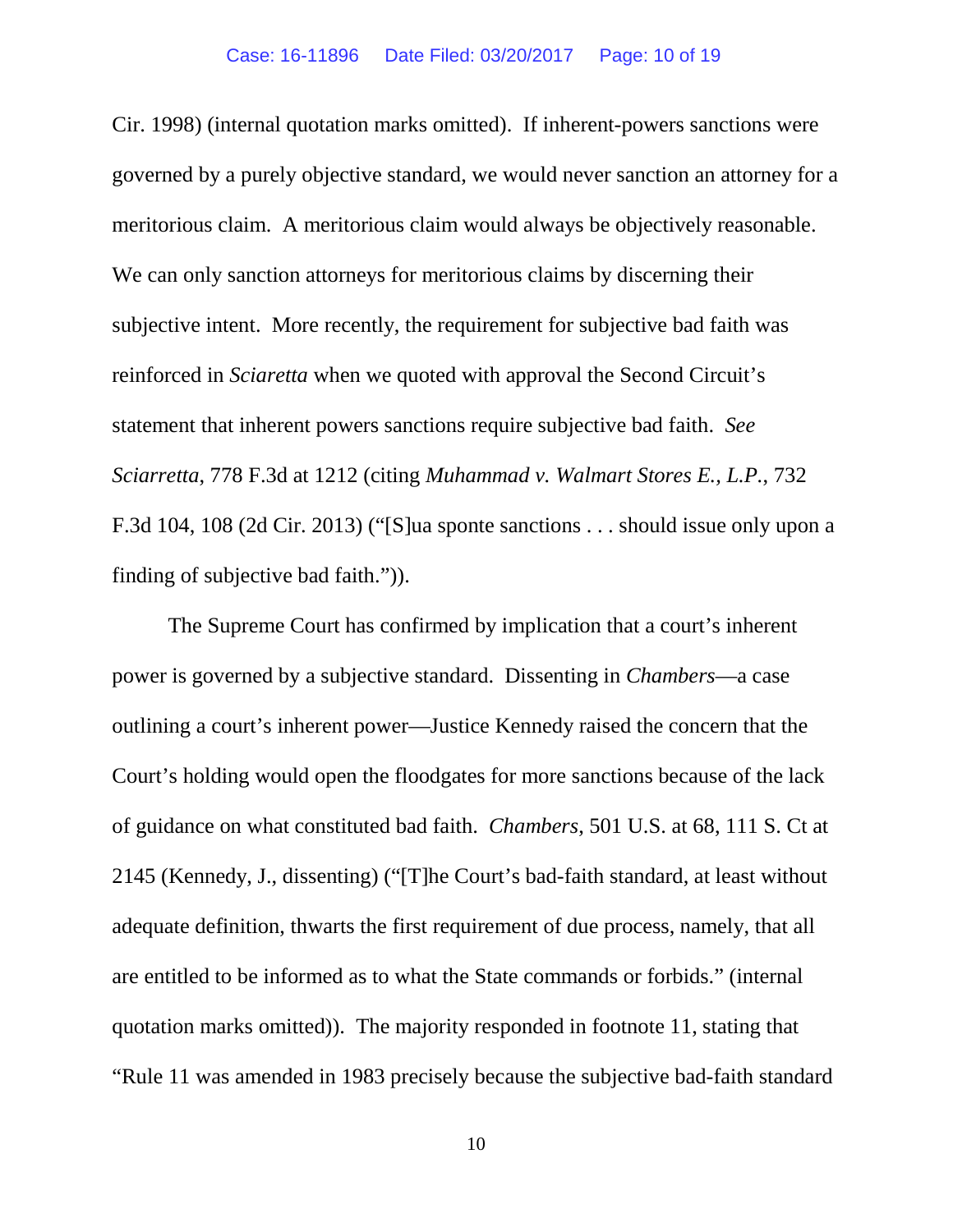Cir. 1998) (internal quotation marks omitted). If inherent-powers sanctions were governed by a purely objective standard, we would never sanction an attorney for a meritorious claim. A meritorious claim would always be objectively reasonable. We can only sanction attorneys for meritorious claims by discerning their subjective intent. More recently, the requirement for subjective bad faith was reinforced in *Sciaretta* when we quoted with approval the Second Circuit's statement that inherent powers sanctions require subjective bad faith. *See Sciarretta*, 778 F.3d at 1212 (citing *Muhammad v. Walmart Stores E., L.P.*, 732 F.3d 104, 108 (2d Cir. 2013) ("[S]ua sponte sanctions . . . should issue only upon a finding of subjective bad faith.")).

The Supreme Court has confirmed by implication that a court's inherent power is governed by a subjective standard. Dissenting in *Chambers*—a case outlining a court's inherent power—Justice Kennedy raised the concern that the Court's holding would open the floodgates for more sanctions because of the lack of guidance on what constituted bad faith. *Chambers*, 501 U.S. at 68, 111 S. Ct at 2145 (Kennedy, J., dissenting) ("[T]he Court's bad-faith standard, at least without adequate definition, thwarts the first requirement of due process, namely, that all are entitled to be informed as to what the State commands or forbids." (internal quotation marks omitted)). The majority responded in footnote 11, stating that "Rule 11 was amended in 1983 precisely because the subjective bad-faith standard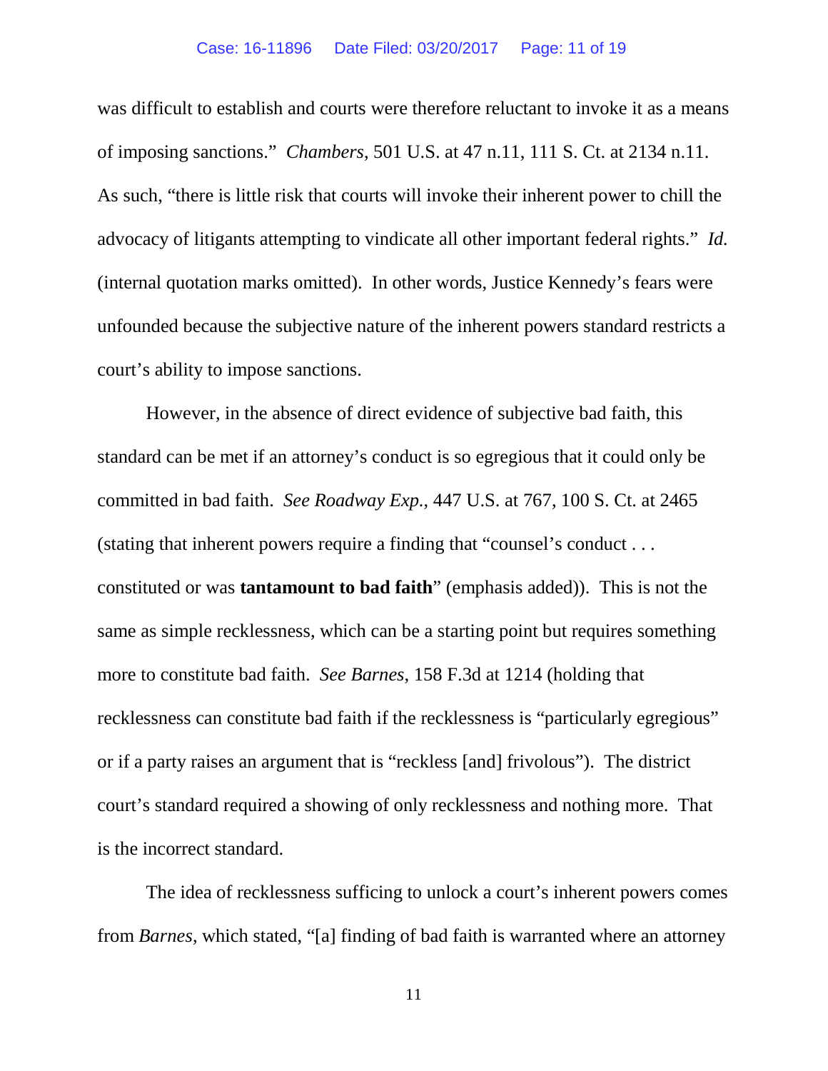was difficult to establish and courts were therefore reluctant to invoke it as a means of imposing sanctions." *Chambers*, 501 U.S. at 47 n.11, 111 S. Ct. at 2134 n.11. As such, "there is little risk that courts will invoke their inherent power to chill the advocacy of litigants attempting to vindicate all other important federal rights." *Id.* (internal quotation marks omitted). In other words, Justice Kennedy's fears were unfounded because the subjective nature of the inherent powers standard restricts a court's ability to impose sanctions.

However, in the absence of direct evidence of subjective bad faith, this standard can be met if an attorney's conduct is so egregious that it could only be committed in bad faith. *See Roadway Exp.*, 447 U.S. at 767, 100 S. Ct. at 2465 (stating that inherent powers require a finding that "counsel's conduct . . . constituted or was **tantamount to bad faith**" (emphasis added)). This is not the same as simple recklessness, which can be a starting point but requires something more to constitute bad faith. *See Barnes*, 158 F.3d at 1214 (holding that recklessness can constitute bad faith if the recklessness is "particularly egregious" or if a party raises an argument that is "reckless [and] frivolous"). The district court's standard required a showing of only recklessness and nothing more. That is the incorrect standard.

The idea of recklessness sufficing to unlock a court's inherent powers comes from *Barnes*, which stated, "[a] finding of bad faith is warranted where an attorney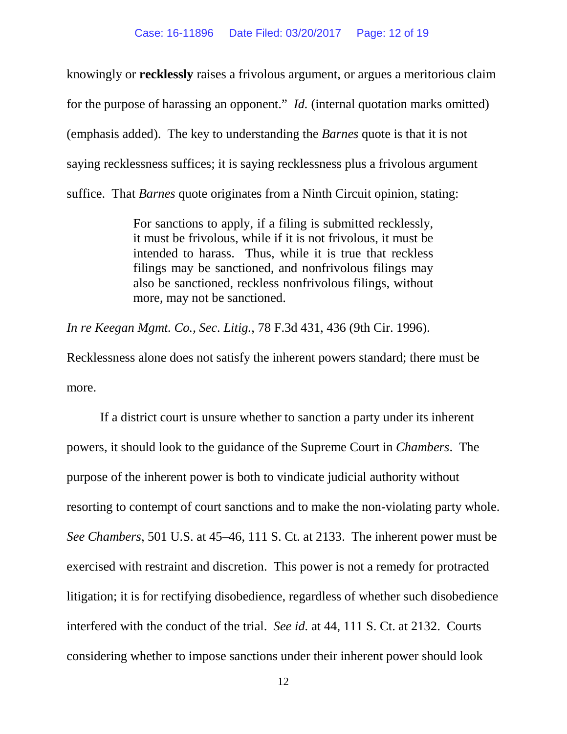knowingly or **recklessly** raises a frivolous argument, or argues a meritorious claim for the purpose of harassing an opponent." *Id.* (internal quotation marks omitted) (emphasis added). The key to understanding the *Barnes* quote is that it is not saying recklessness suffices; it is saying recklessness plus a frivolous argument suffice. That *Barnes* quote originates from a Ninth Circuit opinion, stating:

> For sanctions to apply, if a filing is submitted recklessly, it must be frivolous, while if it is not frivolous, it must be intended to harass. Thus, while it is true that reckless filings may be sanctioned, and nonfrivolous filings may also be sanctioned, reckless nonfrivolous filings, without more, may not be sanctioned.

*In re Keegan Mgmt. Co., Sec. Litig.*, 78 F.3d 431, 436 (9th Cir. 1996). Recklessness alone does not satisfy the inherent powers standard; there must be more.

If a district court is unsure whether to sanction a party under its inherent powers, it should look to the guidance of the Supreme Court in *Chambers*. The purpose of the inherent power is both to vindicate judicial authority without resorting to contempt of court sanctions and to make the non-violating party whole. *See Chambers*, 501 U.S. at 45–46, 111 S. Ct. at 2133. The inherent power must be exercised with restraint and discretion. This power is not a remedy for protracted litigation; it is for rectifying disobedience, regardless of whether such disobedience interfered with the conduct of the trial. *See id.* at 44, 111 S. Ct. at 2132. Courts considering whether to impose sanctions under their inherent power should look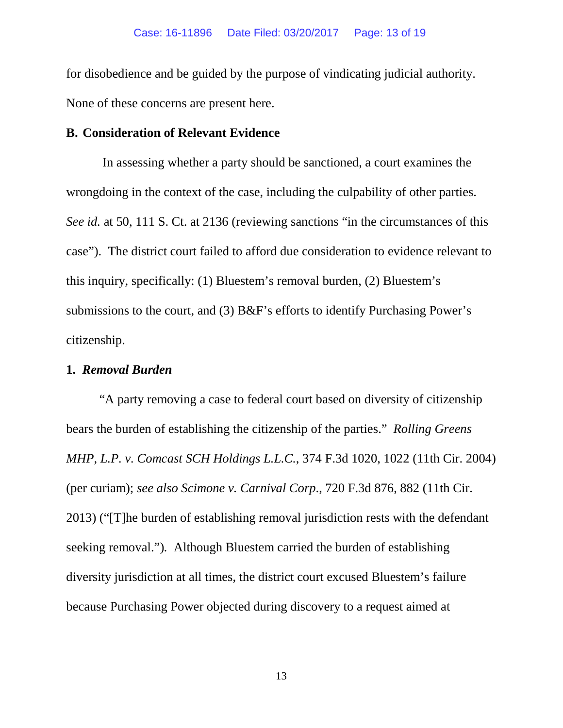for disobedience and be guided by the purpose of vindicating judicial authority. None of these concerns are present here.

**B. Consideration of Relevant Evidence**

In assessing whether a party should be sanctioned, a court examines the wrongdoing in the context of the case, including the culpability of other parties. *See id.* at 50, 111 S. Ct. at 2136 (reviewing sanctions "in the circumstances of this case"). The district court failed to afford due consideration to evidence relevant to this inquiry, specifically: (1) Bluestem's removal burden, (2) Bluestem's submissions to the court, and (3) B&F's efforts to identify Purchasing Power's citizenship.

**1. *Removal Burden***

"A party removing a case to federal court based on diversity of citizenship bears the burden of establishing the citizenship of the parties." *Rolling Greens MHP, L.P. v. Comcast SCH Holdings L.L.C.*, 374 F.3d 1020, 1022 (11th Cir. 2004) (per curiam); *see also Scimone v. Carnival Corp.*, 720 F.3d 876, 882 (11th Cir. 2013) ("[T]he burden of establishing removal jurisdiction rests with the defendant seeking removal."). Although Bluestem carried the burden of establishing diversity jurisdiction at all times, the district court excused Bluestem's failure because Purchasing Power objected during discovery to a request aimed at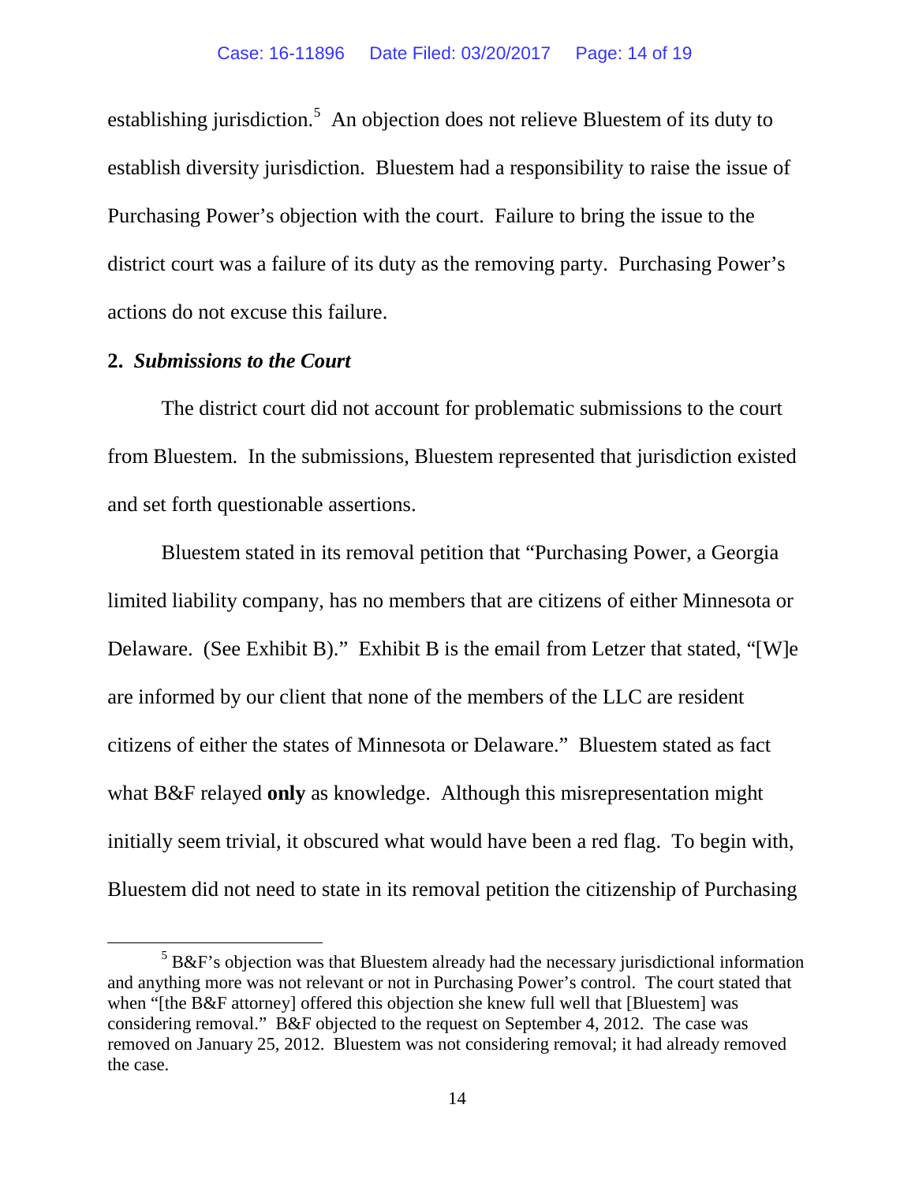establishing jurisdiction.[5] An objection does not relieve Bluestem of its duty to establish diversity jurisdiction. Bluestem had a responsibility to raise the issue of Purchasing Power's objection with the court. Failure to bring the issue to the district court was a failure of its duty as the removing party. Purchasing Power's actions do not excuse this failure.

**2. *Submissions to the Court***

The district court did not account for problematic submissions to the court from Bluestem. In the submissions, Bluestem represented that jurisdiction existed and set forth questionable assertions.

Bluestem stated in its removal petition that "Purchasing Power, a Georgia limited liability company, has no members that are citizens of either Minnesota or Delaware. (See Exhibit B)." Exhibit B is the email from Letzer that stated, "[W]e are informed by our client that none of the members of the LLC are resident citizens of either the states of Minnesota or Delaware." Bluestem stated as fact what B&F relayed **only** as knowledge. Although this misrepresentation might initially seem trivial, it obscured what would have been a red flag. To begin with, Bluestem did not need to state in its removal petition the citizenship of Purchasing

[5] B&F's objection was that Bluestem already had the necessary jurisdictional information and anything more was not relevant or not in Purchasing Power's control. The court stated that when "[the B&F attorney] offered this objection she knew full well that [Bluestem] was considering removal." B&F objected to the request on September 4, 2012. The case was removed on January 25, 2012. Bluestem was not considering removal; it had already removed the case.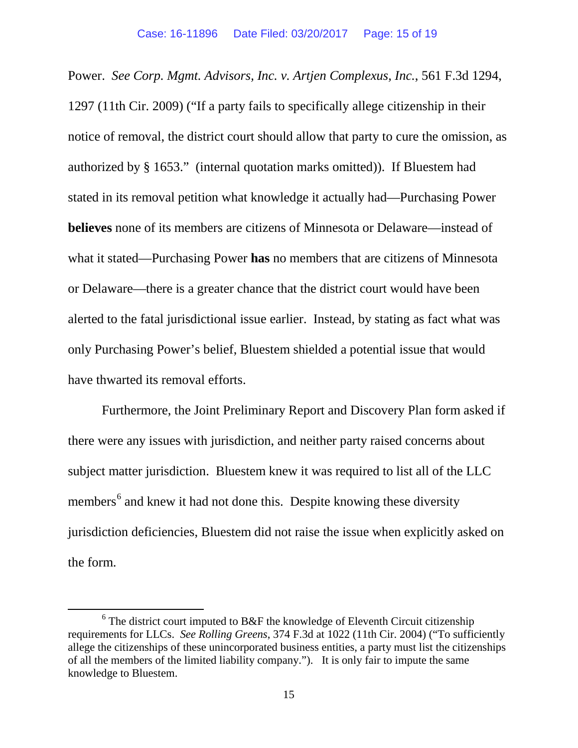Power. *See Corp. Mgmt. Advisors, Inc. v. Artjen Complexus, Inc.*, 561 F.3d 1294, 1297 (11th Cir. 2009) ("If a party fails to specifically allege citizenship in their notice of removal, the district court should allow that party to cure the omission, as authorized by § 1653." (internal quotation marks omitted)). If Bluestem had stated in its removal petition what knowledge it actually had—Purchasing Power **believes** none of its members are citizens of Minnesota or Delaware—instead of what it stated—Purchasing Power **has** no members that are citizens of Minnesota or Delaware—there is a greater chance that the district court would have been alerted to the fatal jurisdictional issue earlier. Instead, by stating as fact what was only Purchasing Power's belief, Bluestem shielded a potential issue that would have thwarted its removal efforts.

Furthermore, the Joint Preliminary Report and Discovery Plan form asked if there were any issues with jurisdiction, and neither party raised concerns about subject matter jurisdiction. Bluestem knew it was required to list all of the LLC members[6] and knew it had not done this. Despite knowing these diversity jurisdiction deficiencies, Bluestem did not raise the issue when explicitly asked on the form.

---

[6] The district court imputed to B&F the knowledge of Eleventh Circuit citizenship requirements for LLCs. *See Rolling Greens*, 374 F.3d at 1022 (11th Cir. 2004) ("To sufficiently allege the citizenships of these unincorporated business entities, a party must list the citizenships of all the members of the limited liability company."). It is only fair to impute the same knowledge to Bluestem.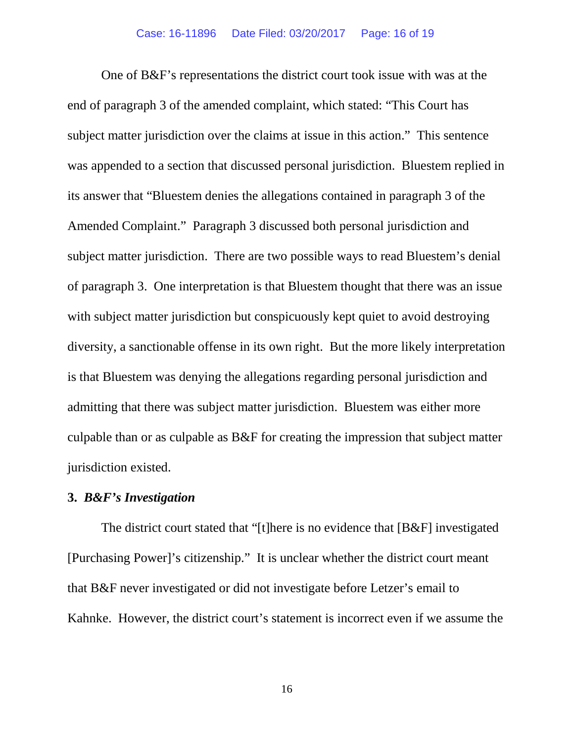One of B&F's representations the district court took issue with was at the end of paragraph 3 of the amended complaint, which stated: "This Court has subject matter jurisdiction over the claims at issue in this action." This sentence was appended to a section that discussed personal jurisdiction. Bluestem replied in its answer that "Bluestem denies the allegations contained in paragraph 3 of the Amended Complaint." Paragraph 3 discussed both personal jurisdiction and subject matter jurisdiction. There are two possible ways to read Bluestem's denial of paragraph 3. One interpretation is that Bluestem thought that there was an issue with subject matter jurisdiction but conspicuously kept quiet to avoid destroying diversity, a sanctionable offense in its own right. But the more likely interpretation is that Bluestem was denying the allegations regarding personal jurisdiction and admitting that there was subject matter jurisdiction. Bluestem was either more culpable than or as culpable as B&F for creating the impression that subject matter jurisdiction existed.

**3. *B&F's Investigation***

The district court stated that "[t]here is no evidence that [B&F] investigated [Purchasing Power]'s citizenship." It is unclear whether the district court meant that B&F never investigated or did not investigate before Letzer's email to Kahnke. However, the district court's statement is incorrect even if we assume the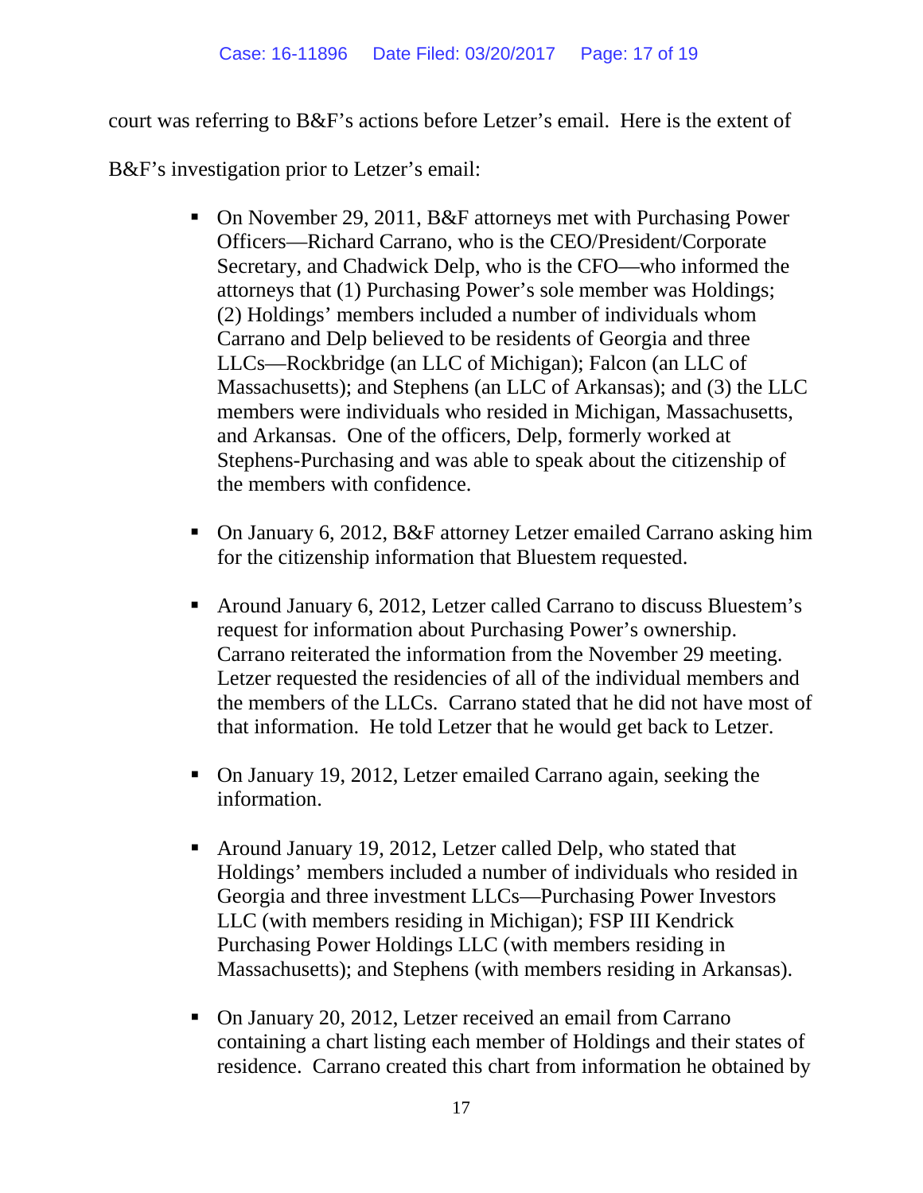court was referring to B&F's actions before Letzer's email. Here is the extent of B&F's investigation prior to Letzer's email:

- On November 29, 2011, B&F attorneys met with Purchasing Power Officers—Richard Carrano, who is the CEO/President/Corporate Secretary, and Chadwick Delp, who is the CFO—who informed the attorneys that (1) Purchasing Power's sole member was Holdings; (2) Holdings' members included a number of individuals whom Carrano and Delp believed to be residents of Georgia and three LLCs—Rockbridge (an LLC of Michigan); Falcon (an LLC of Massachusetts); and Stephens (an LLC of Arkansas); and (3) the LLC members were individuals who resided in Michigan, Massachusetts, and Arkansas. One of the officers, Delp, formerly worked at Stephens-Purchasing and was able to speak about the citizenship of the members with confidence.

- On January 6, 2012, B&F attorney Letzer emailed Carrano asking him for the citizenship information that Bluestem requested.

- Around January 6, 2012, Letzer called Carrano to discuss Bluestem's request for information about Purchasing Power's ownership. Carrano reiterated the information from the November 29 meeting. Letzer requested the residencies of all of the individual members and the members of the LLCs. Carrano stated that he did not have most of that information. He told Letzer that he would get back to Letzer.

- On January 19, 2012, Letzer emailed Carrano again, seeking the information.

- Around January 19, 2012, Letzer called Delp, who stated that Holdings' members included a number of individuals who resided in Georgia and three investment LLCs—Purchasing Power Investors LLC (with members residing in Michigan); FSP III Kendrick Purchasing Power Holdings LLC (with members residing in Massachusetts); and Stephens (with members residing in Arkansas).

- On January 20, 2012, Letzer received an email from Carrano containing a chart listing each member of Holdings and their states of residence. Carrano created this chart from information he obtained by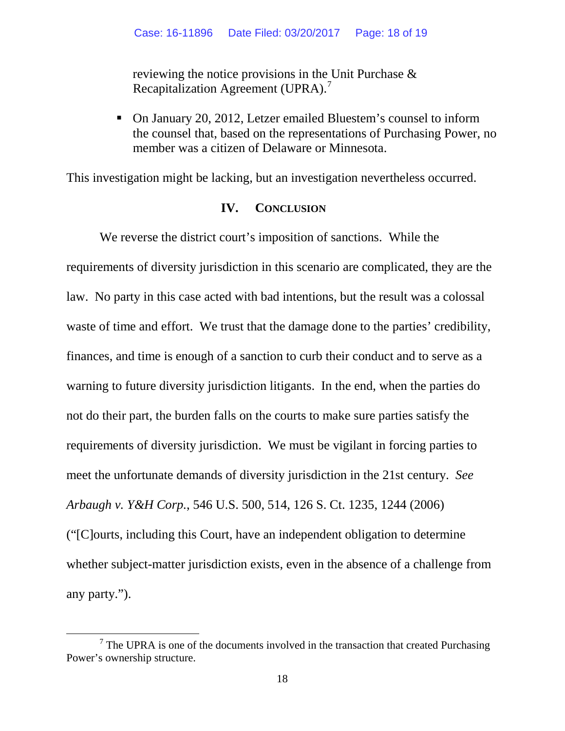reviewing the notice provisions in the Unit Purchase & Recapitalization Agreement (UPRA).[7]

- On January 20, 2012, Letzer emailed Bluestem's counsel to inform the counsel that, based on the representations of Purchasing Power, no member was a citizen of Delaware or Minnesota.

This investigation might be lacking, but an investigation nevertheless occurred.

## IV. CONCLUSION

We reverse the district court's imposition of sanctions. While the requirements of diversity jurisdiction in this scenario are complicated, they are the law. No party in this case acted with bad intentions, but the result was a colossal waste of time and effort. We trust that the damage done to the parties' credibility, finances, and time is enough of a sanction to curb their conduct and to serve as a warning to future diversity jurisdiction litigants. In the end, when the parties do not do their part, the burden falls on the courts to make sure parties satisfy the requirements of diversity jurisdiction. We must be vigilant in forcing parties to meet the unfortunate demands of diversity jurisdiction in the 21st century. *See Arbaugh v. Y&H Corp.*, 546 U.S. 500, 514, 126 S. Ct. 1235, 1244 (2006) ("[C]ourts, including this Court, have an independent obligation to determine whether subject-matter jurisdiction exists, even in the absence of a challenge from any party.").

---

[7] The UPRA is one of the documents involved in the transaction that created Purchasing Power's ownership structure.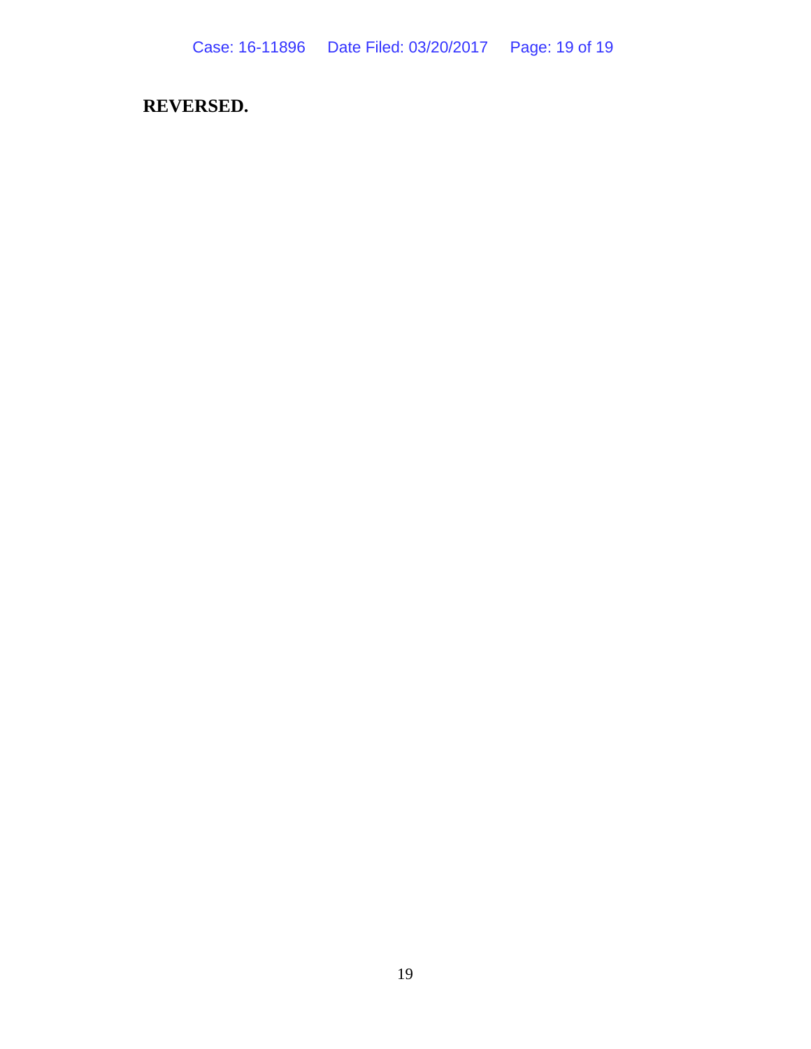**REVERSED.**